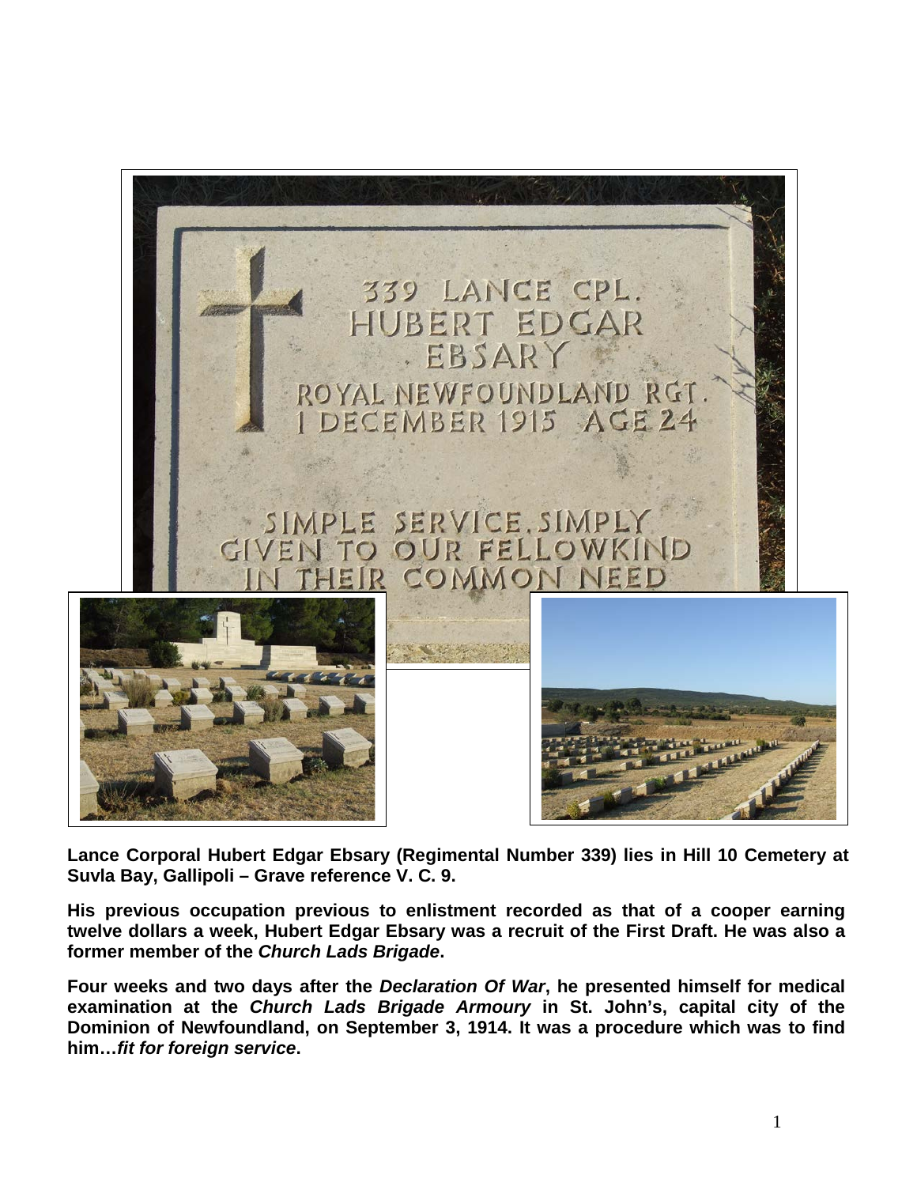**Lance Corporal Hubert Edgar Ebsary (Regimental Number 339) lies in Hill 10 Cemetery at Suvla Bay, Gallipoli – Grave reference V. C. 9.**

**His previous occupation previous to enlistment recorded as that of a cooper earning twelve dollars a week, Hubert Edgar Ebsary was a recruit of the First Draft. He was also a former member of the *Church Lads Brigade*.**

**Four weeks and two days after the *Declaration Of War*, he presented himself for medical examination at the *Church Lads Brigade Armoury* in St. John's, capital city of the Dominion of Newfoundland, on September 3, 1914. It was a procedure which was to find him…*fit for foreign service*.**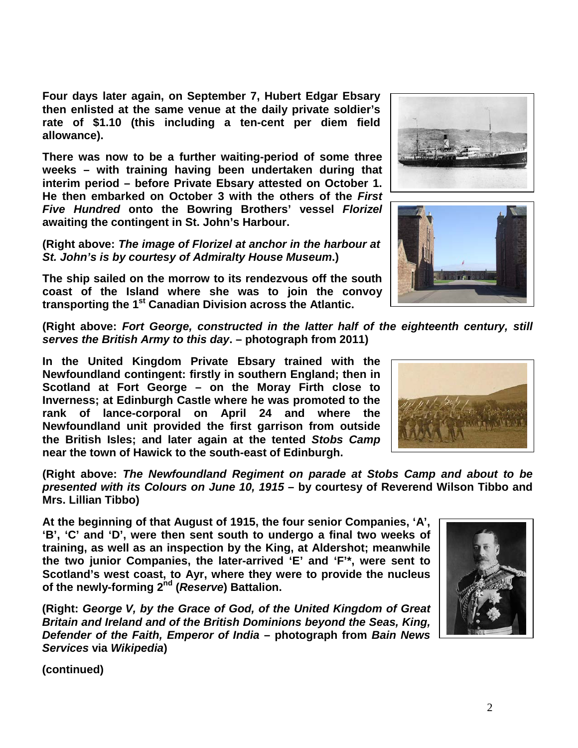**Four days later again, on September 7, Hubert Edgar Ebsary then enlisted at the same venue at the daily private soldier's rate of $1.10 (this including a ten-cent per diem field allowance).**

**There was now to be a further waiting-period of some three weeks – with training having been undertaken during that interim period – before Private Ebsary attested on October 1. He then embarked on October 3 with the others of the *First Five Hundred* onto the Bowring Brothers' vessel *Florizel* awaiting the contingent in St. John's Harbour.**

**(Right above: *The image of Florizel at anchor in the harbour at St. John's is by courtesy of Admiralty House Museum*.)**

**The ship sailed on the morrow to its rendezvous off the south coast of the Island where she was to join the convoy transporting the 1st Canadian Division across the Atlantic.**

**(Right above: *Fort George, constructed in the latter half of the eighteenth century, still serves the British Army to this day*. – photograph from 2011)**

**In the United Kingdom Private Ebsary trained with the Newfoundland contingent: firstly in southern England; then in Scotland at Fort George – on the Moray Firth close to Inverness; at Edinburgh Castle where he was promoted to the rank of lance-corporal on April 24 and where the Newfoundland unit provided the first garrison from outside the British Isles; and later again at the tented *Stobs Camp* near the town of Hawick to the south-east of Edinburgh.**

**(Right above: *The Newfoundland Regiment on parade at Stobs Camp and about to be presented with its Colours on June 10, 1915* – by courtesy of Reverend Wilson Tibbo and Mrs. Lillian Tibbo)**

**At the beginning of that August of 1915, the four senior Companies, 'A', 'B', 'C' and 'D', were then sent south to undergo a final two weeks of training, as well as an inspection by the King, at Aldershot; meanwhile the two junior Companies, the later-arrived 'E' and 'F'*, were sent to Scotland's west coast, to Ayr, where they were to provide the nucleus of the newly-forming 2nd (*Reserve*) Battalion.**

**(Right: *George V, by the Grace of God, of the United Kingdom of Great Britain and Ireland and of the British Dominions beyond the Seas, King, Defender of the Faith, Emperor of India* – photograph from *Bain News Services* via *Wikipedia*)**

**(continued)**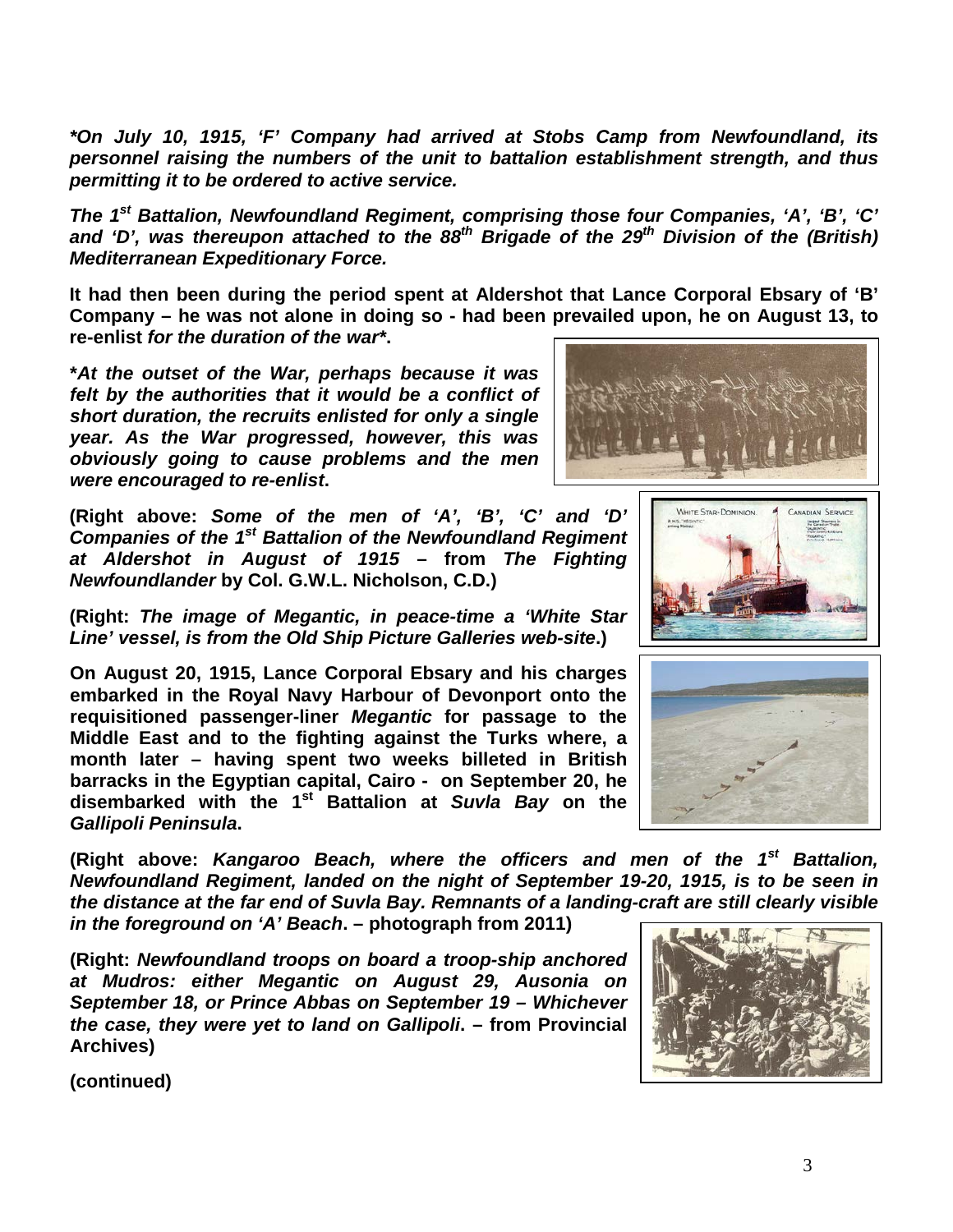***On July 10, 1915, 'F' Company had arrived at Stobs Camp from Newfoundland, its personnel raising the numbers of the unit to battalion establishment strength, and thus permitting it to be ordered to active service.***

***The 1st Battalion, Newfoundland Regiment, comprising those four Companies, 'A', 'B', 'C' and 'D', was thereupon attached to the 88th Brigade of the 29th Division of the (British) Mediterranean Expeditionary Force.***

**It had then been during the period spent at Aldershot that Lance Corporal Ebsary of 'B' Company – he was not alone in doing so - had been prevailed upon, he on August 13, to re-enlist *for the duration of the war*\*.**

***\*At the outset of the War, perhaps because it was felt by the authorities that it would be a conflict of short duration, the recruits enlisted for only a single year. As the War progressed, however, this was obviously going to cause problems and the men were encouraged to re-enlist*.**

**(Right above: *Some of the men of 'A', 'B', 'C' and 'D' Companies of the 1st Battalion of the Newfoundland Regiment at Aldershot in August of 1915* – from *The Fighting Newfoundlander* by Col. G.W.L. Nicholson, C.D.)**

**(Right: *The image of Megantic, in peace-time a 'White Star Line' vessel, is from the Old Ship Picture Galleries web-site*.)**

**On August 20, 1915, Lance Corporal Ebsary and his charges embarked in the Royal Navy Harbour of Devonport onto the requisitioned passenger-liner *Megantic* for passage to the Middle East and to the fighting against the Turks where, a month later – having spent two weeks billeted in British barracks in the Egyptian capital, Cairo - on September 20, he disembarked with the 1st Battalion at *Suvla Bay* on the *Gallipoli Peninsula*.**

**(Right above: *Kangaroo Beach, where the officers and men of the 1st Battalion, Newfoundland Regiment, landed on the night of September 19-20, 1915, is to be seen in the distance at the far end of Suvla Bay. Remnants of a landing-craft are still clearly visible in the foreground on 'A' Beach*. – photograph from 2011)**

**(Right: *Newfoundland troops on board a troop-ship anchored at Mudros: either Megantic on August 29, Ausonia on September 18, or Prince Abbas on September 19 – Whichever the case, they were yet to land on Gallipoli*. – from Provincial Archives)**

**(continued)**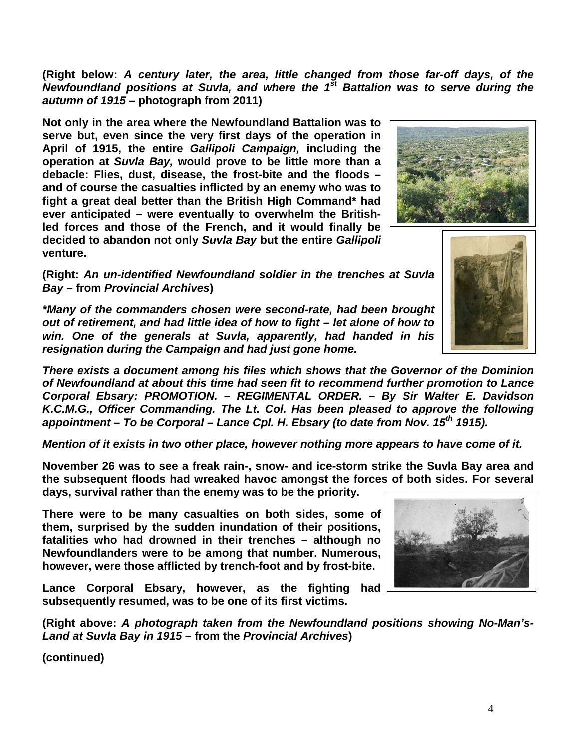**(Right below: *A century later, the area, little changed from those far-off days, of the Newfoundland positions at Suvla, and where the 1st Battalion was to serve during the autumn of 1915* – photograph from 2011)**

**Not only in the area where the Newfoundland Battalion was to serve but, even since the very first days of the operation in April of 1915, the entire *Gallipoli Campaign,* including the operation at *Suvla Bay,* would prove to be little more than a debacle: Flies, dust, disease, the frost-bite and the floods – and of course the casualties inflicted by an enemy who was to fight a great deal better than the British High Command* had ever anticipated – were eventually to overwhelm the British-led forces and those of the French, and it would finally be decided to abandon not only *Suvla Bay* but the entire *Gallipoli* venture.**

**(Right: *An un-identified Newfoundland soldier in the trenches at Suvla Bay* – from *Provincial Archives*)**

***\*Many of the commanders chosen were second-rate, had been brought out of retirement, and had little idea of how to fight – let alone of how to win. One of the generals at Suvla, apparently, had handed in his resignation during the Campaign and had just gone home.***

***There exists a document among his files which shows that the Governor of the Dominion of Newfoundland at about this time had seen fit to recommend further promotion to Lance Corporal Ebsary: PROMOTION. – REGIMENTAL ORDER. – By Sir Walter E. Davidson K.C.M.G., Officer Commanding. The Lt. Col. Has been pleased to approve the following appointment – To be Corporal – Lance Cpl. H. Ebsary (to date from Nov. 15th 1915).***

***Mention of it exists in two other place, however nothing more appears to have come of it.***

**November 26 was to see a freak rain-, snow- and ice-storm strike the Suvla Bay area and the subsequent floods had wreaked havoc amongst the forces of both sides. For several days, survival rather than the enemy was to be the priority.**

**There were to be many casualties on both sides, some of them, surprised by the sudden inundation of their positions, fatalities who had drowned in their trenches – although no Newfoundlanders were to be among that number. Numerous, however, were those afflicted by trench-foot and by frost-bite.**

**Lance Corporal Ebsary, however, as the fighting had subsequently resumed, was to be one of its first victims.**

**(Right above: *A photograph taken from the Newfoundland positions showing No-Man's-Land at Suvla Bay in 1915* – from the *Provincial Archives*)**

**(continued)**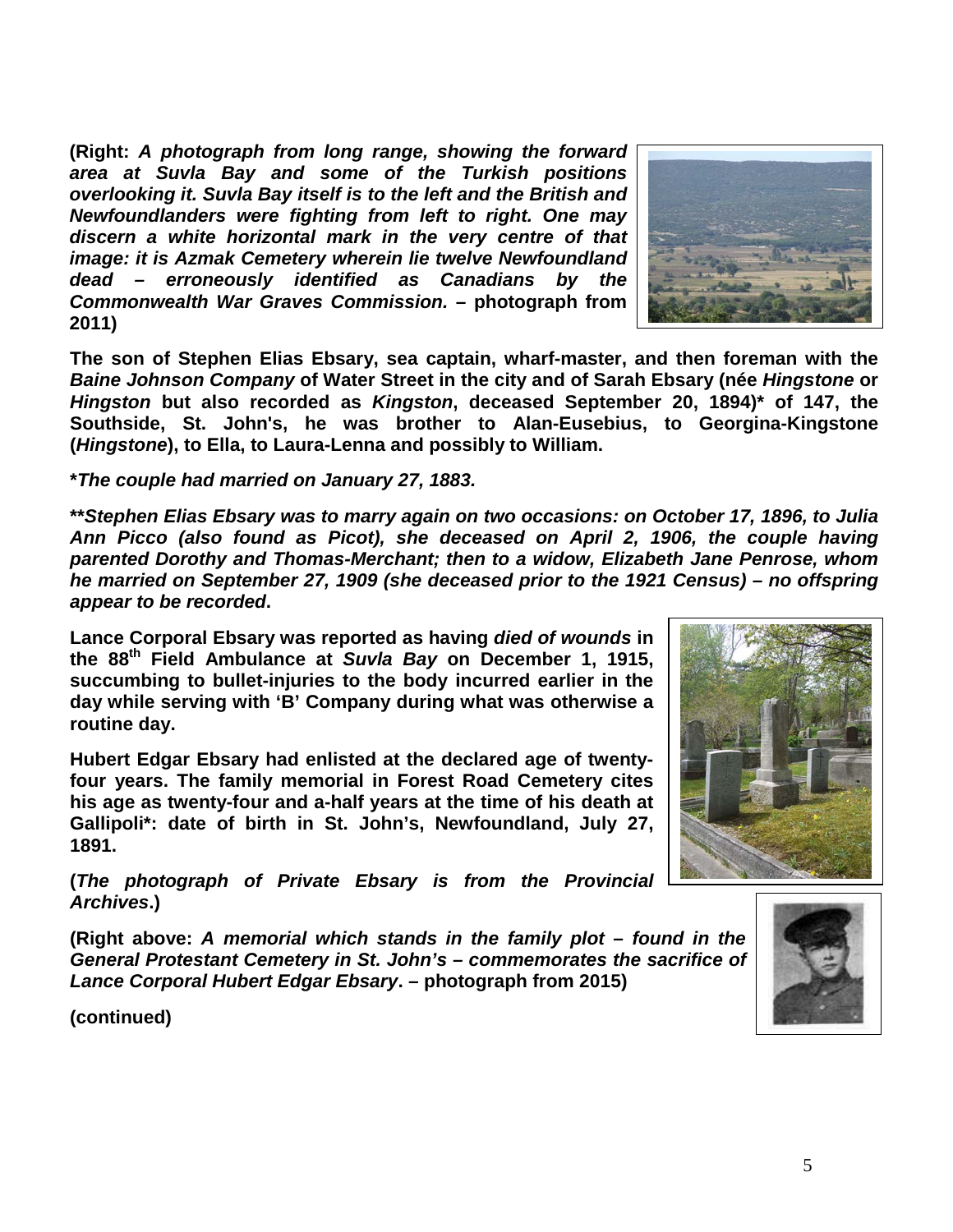**(Right: *A photograph from long range, showing the forward area at Suvla Bay and some of the Turkish positions overlooking it. Suvla Bay itself is to the left and the British and Newfoundlanders were fighting from left to right. One may discern a white horizontal mark in the very centre of that image: it is Azmak Cemetery wherein lie twelve Newfoundland dead – erroneously identified as Canadians by the Commonwealth War Graves Commission.* – photograph from 2011)**

**The son of Stephen Elias Ebsary, sea captain, wharf-master, and then foreman with the *Baine Johnson Company* of Water Street in the city and of Sarah Ebsary (née *Hingstone* or *Hingston* but also recorded as *Kingston*, deceased September 20, 1894)* of 147, the Southside, St. John's, he was brother to Alan-Eusebius, to Georgina-Kingstone (*Hingstone*), to Ella, to Laura-Lenna and possibly to William.**

***The couple had married on January 27, 1883.***

****Stephen Elias Ebsary was to marry again on two occasions: on October 17, 1896, to Julia Ann Picco (also found as Picot), she deceased on April 2, 1906, the couple having parented Dorothy and Thomas-Merchant; then to a widow, Elizabeth Jane Penrose, whom he married on September 27, 1909 (she deceased prior to the 1921 Census) – no offspring appear to be recorded*.**

**Lance Corporal Ebsary was reported as having *died of wounds* in the 88th Field Ambulance at *Suvla Bay* on December 1, 1915, succumbing to bullet-injuries to the body incurred earlier in the day while serving with 'B' Company during what was otherwise a routine day.**

**Hubert Edgar Ebsary had enlisted at the declared age of twenty-four years. The family memorial in Forest Road Cemetery cites his age as twenty-four and a-half years at the time of his death at Gallipoli*: date of birth in St. John's, Newfoundland, July 27, 1891.**

**(*The photograph of Private Ebsary is from the Provincial Archives*.)**

**(Right above: *A memorial which stands in the family plot – found in the General Protestant Cemetery in St. John's – commemorates the sacrifice of Lance Corporal Hubert Edgar Ebsary*. – photograph from 2015)**

**(continued)**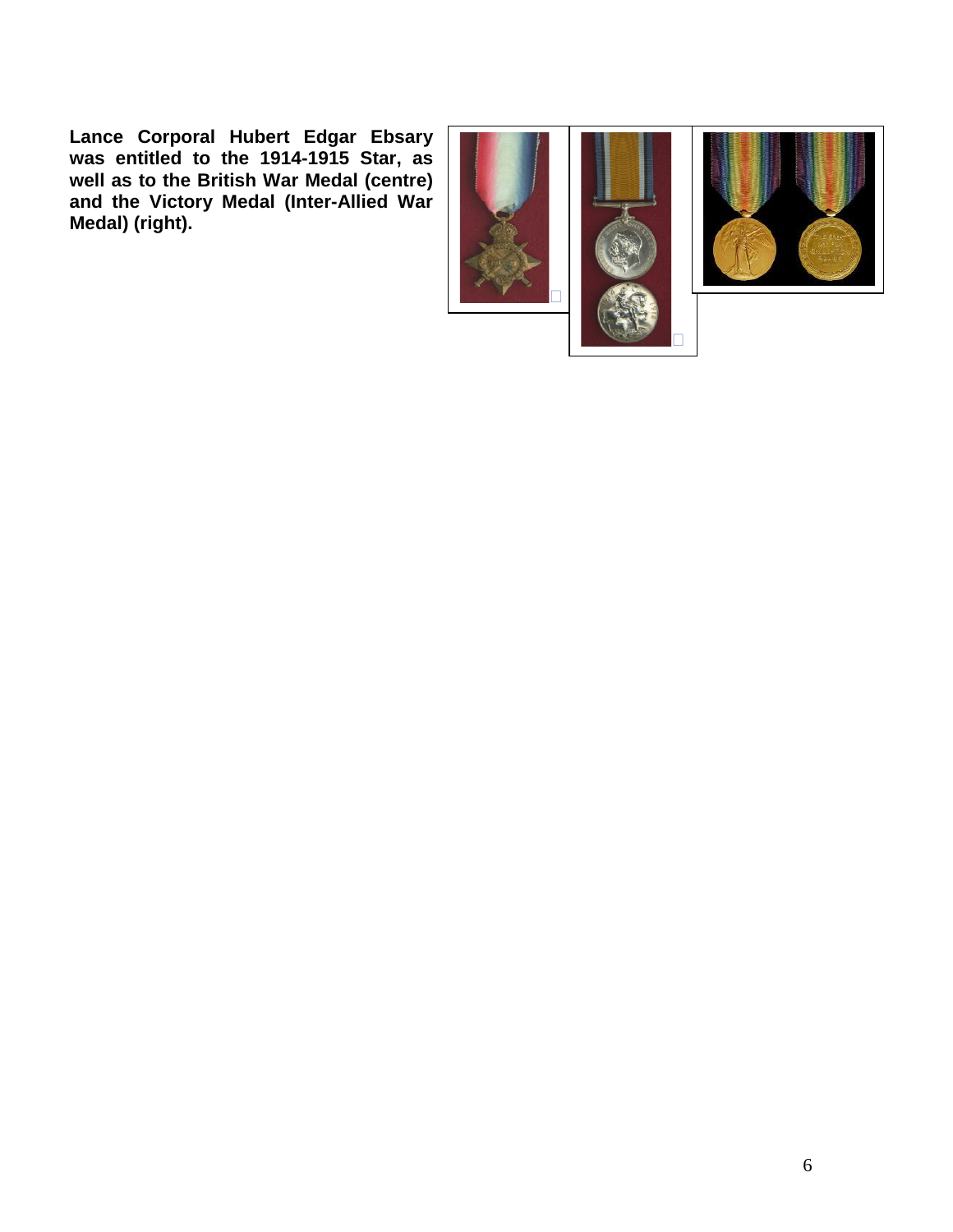**Lance Corporal Hubert Edgar Ebsary was entitled to the 1914-1915 Star, as well as to the British War Medal (centre) and the Victory Medal (Inter-Allied War Medal) (right).**